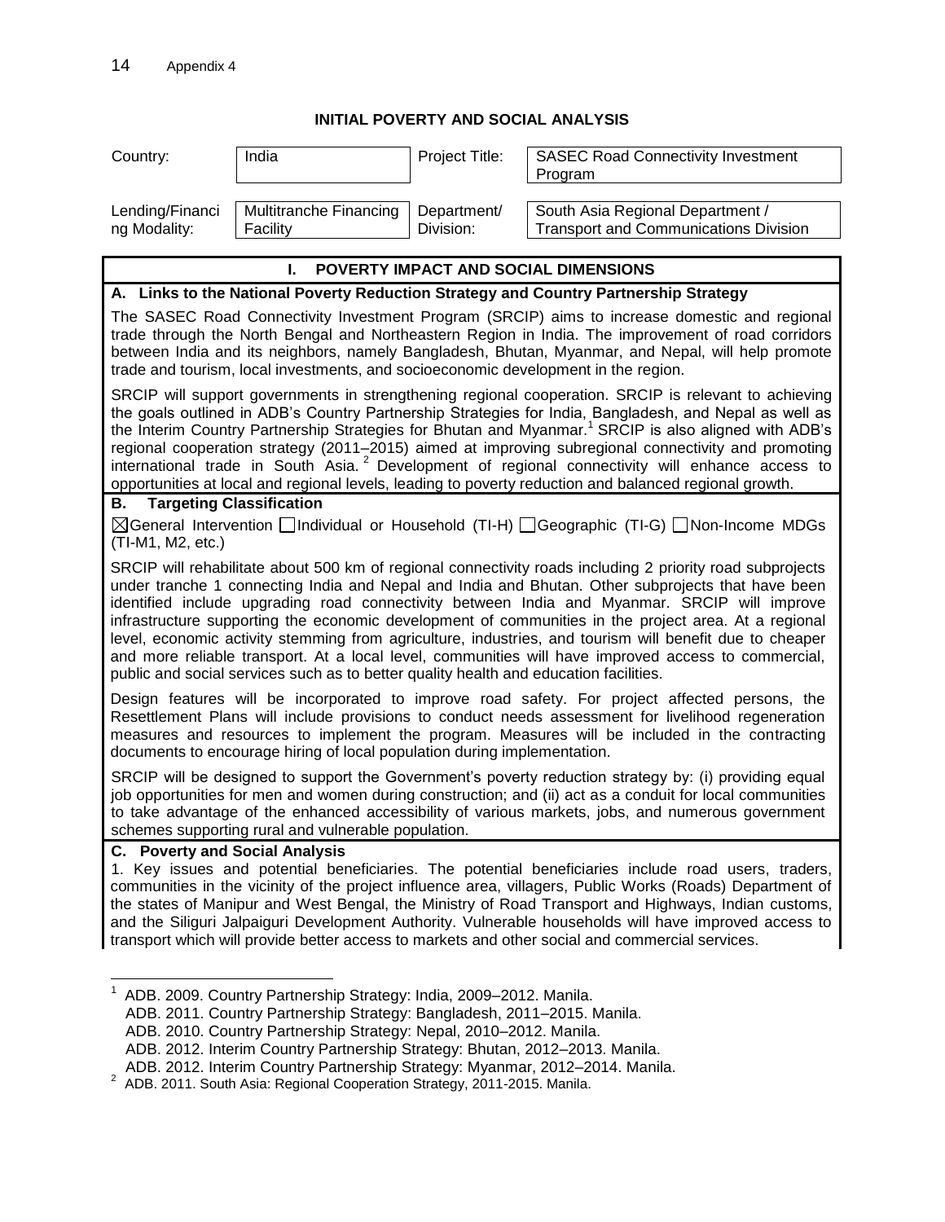## INITIAL POVERTY AND SOCIAL ANALYSIS

| Country: | India | Project Title: | SASEC Road Connectivity Investment Program |
|---|---|---|---|
| Lending/Financing Modality: | Multitranche Financing Facility | Department/ Division: | South Asia Regional Department / Transport and Communications Division |

### I. POVERTY IMPACT AND SOCIAL DIMENSIONS

**A. Links to the National Poverty Reduction Strategy and Country Partnership Strategy**

The SASEC Road Connectivity Investment Program (SRCIP) aims to increase domestic and regional trade through the North Bengal and Northeastern Region in India. The improvement of road corridors between India and its neighbors, namely Bangladesh, Bhutan, Myanmar, and Nepal, will help promote trade and tourism, local investments, and socioeconomic development in the region.

SRCIP will support governments in strengthening regional cooperation. SRCIP is relevant to achieving the goals outlined in ADB's Country Partnership Strategies for India, Bangladesh, and Nepal as well as the Interim Country Partnership Strategies for Bhutan and Myanmar.[1] SRCIP is also aligned with ADB's regional cooperation strategy (2011–2015) aimed at improving subregional connectivity and promoting international trade in South Asia.[2] Development of regional connectivity will enhance access to opportunities at local and regional levels, leading to poverty reduction and balanced regional growth.

**B. Targeting Classification**

☒General Intervention ☐Individual or Household (TI-H) ☐Geographic (TI-G) ☐Non-Income MDGs (TI-M1, M2, etc.)

SRCIP will rehabilitate about 500 km of regional connectivity roads including 2 priority road subprojects under tranche 1 connecting India and Nepal and India and Bhutan. Other subprojects that have been identified include upgrading road connectivity between India and Myanmar. SRCIP will improve infrastructure supporting the economic development of communities in the project area. At a regional level, economic activity stemming from agriculture, industries, and tourism will benefit due to cheaper and more reliable transport. At a local level, communities will have improved access to commercial, public and social services such as to better quality health and education facilities.

Design features will be incorporated to improve road safety. For project affected persons, the Resettlement Plans will include provisions to conduct needs assessment for livelihood regeneration measures and resources to implement the program. Measures will be included in the contracting documents to encourage hiring of local population during implementation.

SRCIP will be designed to support the Government's poverty reduction strategy by: (i) providing equal job opportunities for men and women during construction; and (ii) act as a conduit for local communities to take advantage of the enhanced accessibility of various markets, jobs, and numerous government schemes supporting rural and vulnerable population.

**C. Poverty and Social Analysis**

1. Key issues and potential beneficiaries. The potential beneficiaries include road users, traders, communities in the vicinity of the project influence area, villagers, Public Works (Roads) Department of the states of Manipur and West Bengal, the Ministry of Road Transport and Highways, Indian customs, and the Siliguri Jalpaiguri Development Authority. Vulnerable households will have improved access to transport which will provide better access to markets and other social and commercial services.

---

[1] ADB. 2009. Country Partnership Strategy: India, 2009–2012. Manila.
ADB. 2011. Country Partnership Strategy: Bangladesh, 2011–2015. Manila.
ADB. 2010. Country Partnership Strategy: Nepal, 2010–2012. Manila.
ADB. 2012. Interim Country Partnership Strategy: Bhutan, 2012–2013. Manila.
ADB. 2012. Interim Country Partnership Strategy: Myanmar, 2012–2014. Manila.

[2] ADB. 2011. South Asia: Regional Cooperation Strategy, 2011-2015. Manila.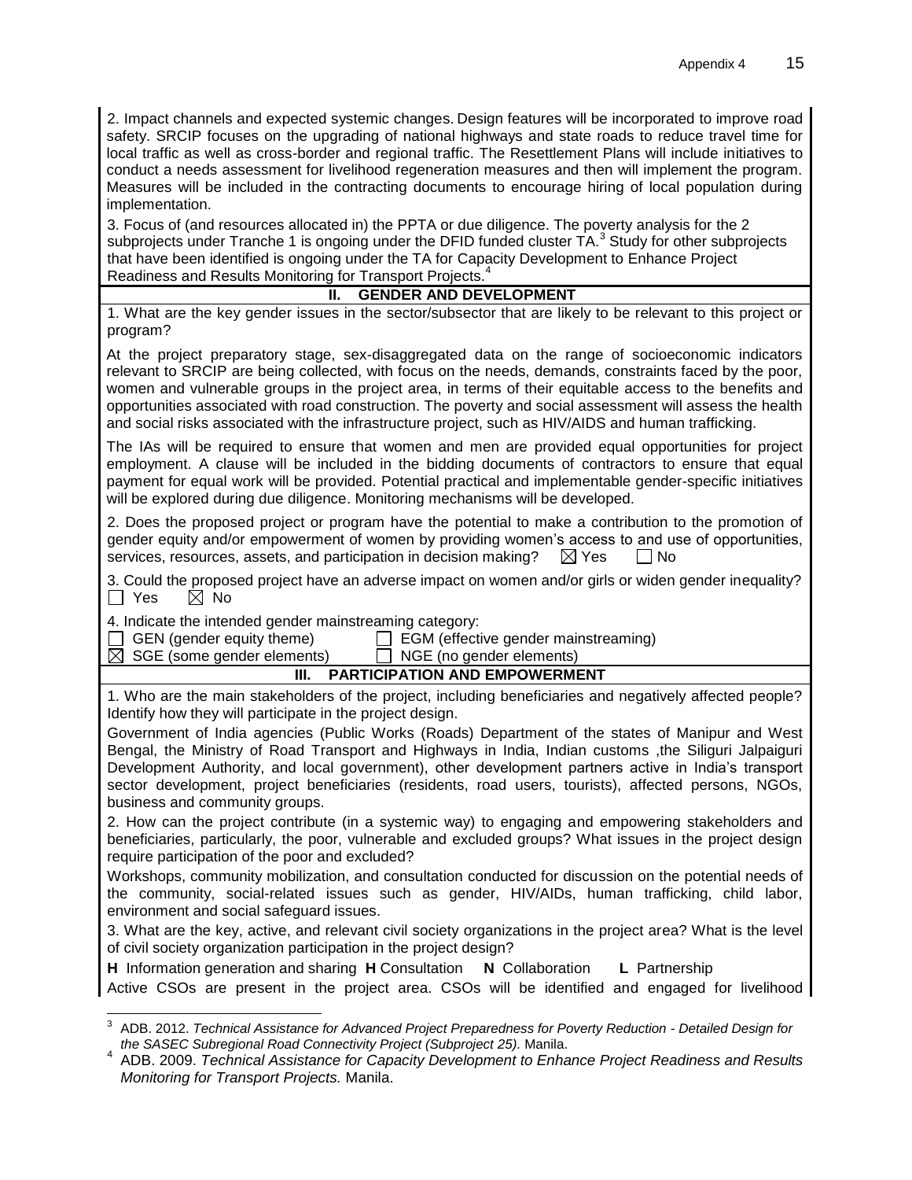2. Impact channels and expected systemic changes. Design features will be incorporated to improve road safety. SRCIP focuses on the upgrading of national highways and state roads to reduce travel time for local traffic as well as cross-border and regional traffic. The Resettlement Plans will include initiatives to conduct a needs assessment for livelihood regeneration measures and then will implement the program. Measures will be included in the contracting documents to encourage hiring of local population during implementation.

3. Focus of (and resources allocated in) the PPTA or due diligence. The poverty analysis for the 2 subprojects under Tranche 1 is ongoing under the DFID funded cluster TA.[3] Study for other subprojects that have been identified is ongoing under the TA for Capacity Development to Enhance Project Readiness and Results Monitoring for Transport Projects.[4]

## II. GENDER AND DEVELOPMENT

1. What are the key gender issues in the sector/subsector that are likely to be relevant to this project or program?

At the project preparatory stage, sex-disaggregated data on the range of socioeconomic indicators relevant to SRCIP are being collected, with focus on the needs, demands, constraints faced by the poor, women and vulnerable groups in the project area, in terms of their equitable access to the benefits and opportunities associated with road construction. The poverty and social assessment will assess the health and social risks associated with the infrastructure project, such as HIV/AIDS and human trafficking.

The IAs will be required to ensure that women and men are provided equal opportunities for project employment. A clause will be included in the bidding documents of contractors to ensure that equal payment for equal work will be provided. Potential practical and implementable gender-specific initiatives will be explored during due diligence. Monitoring mechanisms will be developed.

2. Does the proposed project or program have the potential to make a contribution to the promotion of gender equity and/or empowerment of women by providing women's access to and use of opportunities, services, resources, assets, and participation in decision making? ☒ Yes ☐ No

3. Could the proposed project have an adverse impact on women and/or girls or widen gender inequality?
☐ Yes ☒ No

4. Indicate the intended gender mainstreaming category:
☐ GEN (gender equity theme) ☐ EGM (effective gender mainstreaming)
☒ SGE (some gender elements) ☐ NGE (no gender elements)

## III. PARTICIPATION AND EMPOWERMENT

1. Who are the main stakeholders of the project, including beneficiaries and negatively affected people? Identify how they will participate in the project design.

Government of India agencies (Public Works (Roads) Department of the states of Manipur and West Bengal, the Ministry of Road Transport and Highways in India, Indian customs ,the Siliguri Jalpaiguri Development Authority, and local government), other development partners active in India's transport sector development, project beneficiaries (residents, road users, tourists), affected persons, NGOs, business and community groups.

2. How can the project contribute (in a systemic way) to engaging and empowering stakeholders and beneficiaries, particularly, the poor, vulnerable and excluded groups? What issues in the project design require participation of the poor and excluded?

Workshops, community mobilization, and consultation conducted for discussion on the potential needs of the community, social-related issues such as gender, HIV/AIDs, human trafficking, child labor, environment and social safeguard issues.

3. What are the key, active, and relevant civil society organizations in the project area? What is the level of civil society organization participation in the project design?

**H** Information generation and sharing **H** Consultation **N** Collaboration **L** Partnership

Active CSOs are present in the project area. CSOs will be identified and engaged for livelihood

---

[3] ADB. 2012. *Technical Assistance for Advanced Project Preparedness for Poverty Reduction - Detailed Design for the SASEC Subregional Road Connectivity Project (Subproject 25).* Manila.

[4] ADB. 2009. *Technical Assistance for Capacity Development to Enhance Project Readiness and Results Monitoring for Transport Projects.* Manila.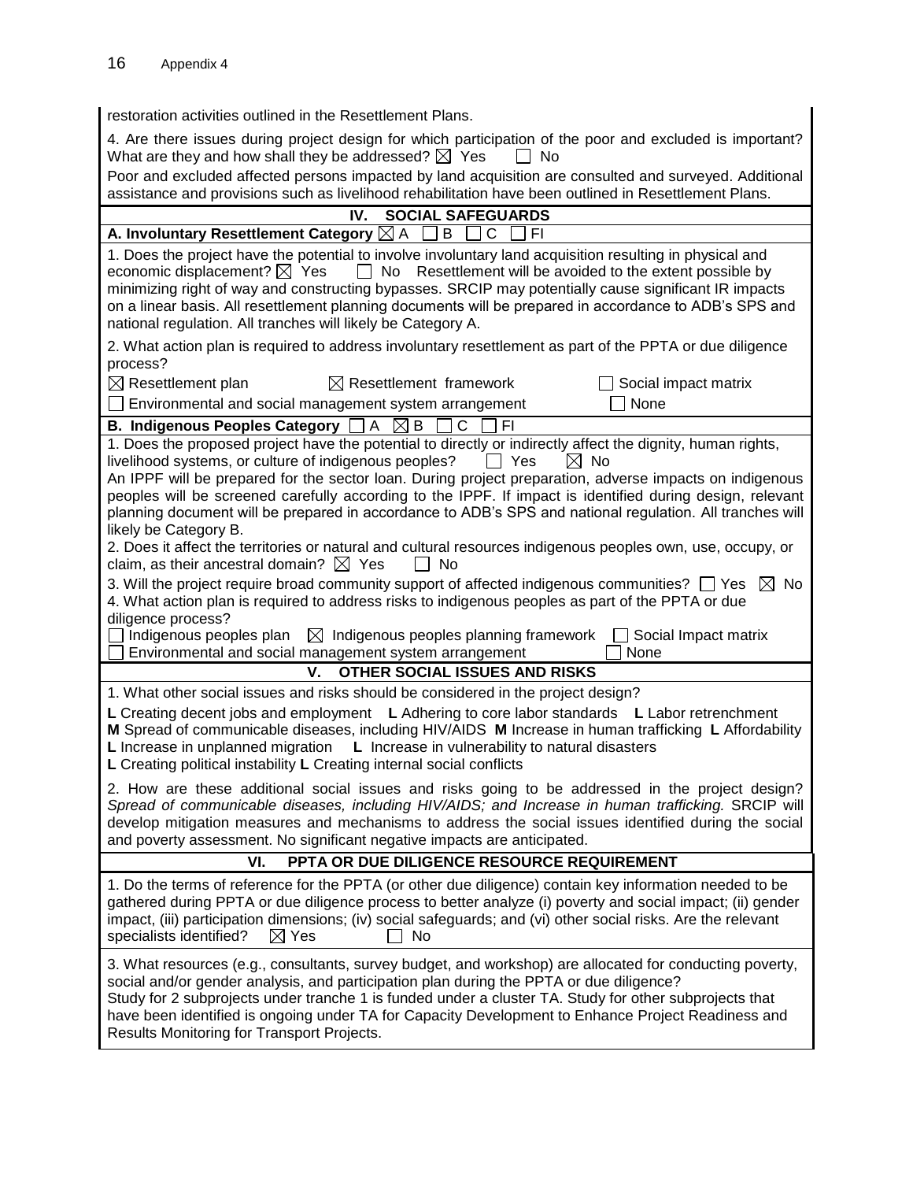restoration activities outlined in the Resettlement Plans.

4. Are there issues during project design for which participation of the poor and excluded is important? What are they and how shall they be addressed? ☒ Yes ☐ No

Poor and excluded affected persons impacted by land acquisition are consulted and surveyed. Additional assistance and provisions such as livelihood rehabilitation have been outlined in Resettlement Plans.

## IV. SOCIAL SAFEGUARDS

**A. Involuntary Resettlement Category** ☒ A ☐ B ☐ C ☐ FI

1. Does the project have the potential to involve involuntary land acquisition resulting in physical and economic displacement? ☒ Yes ☐ No Resettlement will be avoided to the extent possible by minimizing right of way and constructing bypasses. SRCIP may potentially cause significant IR impacts on a linear basis. All resettlement planning documents will be prepared in accordance to ADB's SPS and national regulation. All tranches will likely be Category A.

2. What action plan is required to address involuntary resettlement as part of the PPTA or due diligence process?

☒ Resettlement plan ☒ Resettlement framework ☐ Social impact matrix
☐ Environmental and social management system arrangement ☐ None

**B. Indigenous Peoples Category** ☐ A ☒ B ☐ C ☐ FI

1. Does the proposed project have the potential to directly or indirectly affect the dignity, human rights, livelihood systems, or culture of indigenous peoples? ☐ Yes ☒ No

An IPPF will be prepared for the sector loan. During project preparation, adverse impacts on indigenous peoples will be screened carefully according to the IPPF. If impact is identified during design, relevant planning document will be prepared in accordance to ADB's SPS and national regulation. All tranches will likely be Category B.

2. Does it affect the territories or natural and cultural resources indigenous peoples own, use, occupy, or claim, as their ancestral domain? ☒ Yes ☐ No

3. Will the project require broad community support of affected indigenous communities? ☐ Yes ☒ No

4. What action plan is required to address risks to indigenous peoples as part of the PPTA or due diligence process?

☐ Indigenous peoples plan ☒ Indigenous peoples planning framework ☐ Social Impact matrix
☐ Environmental and social management system arrangement ☐ None

## V. OTHER SOCIAL ISSUES AND RISKS

1. What other social issues and risks should be considered in the project design?

**L** Creating decent jobs and employment **L** Adhering to core labor standards **L** Labor retrenchment
**M** Spread of communicable diseases, including HIV/AIDS **M** Increase in human trafficking **L** Affordability
**L** Increase in unplanned migration **L** Increase in vulnerability to natural disasters
**L** Creating political instability **L** Creating internal social conflicts

2. How are these additional social issues and risks going to be addressed in the project design? *Spread of communicable diseases, including HIV/AIDS; and Increase in human trafficking.* SRCIP will develop mitigation measures and mechanisms to address the social issues identified during the social and poverty assessment. No significant negative impacts are anticipated.

## VI. PPTA OR DUE DILIGENCE RESOURCE REQUIREMENT

1. Do the terms of reference for the PPTA (or other due diligence) contain key information needed to be gathered during PPTA or due diligence process to better analyze (i) poverty and social impact; (ii) gender impact, (iii) participation dimensions; (iv) social safeguards; and (vi) other social risks. Are the relevant specialists identified? ☒ Yes ☐ No

3. What resources (e.g., consultants, survey budget, and workshop) are allocated for conducting poverty, social and/or gender analysis, and participation plan during the PPTA or due diligence?
Study for 2 subprojects under tranche 1 is funded under a cluster TA. Study for other subprojects that have been identified is ongoing under TA for Capacity Development to Enhance Project Readiness and Results Monitoring for Transport Projects.